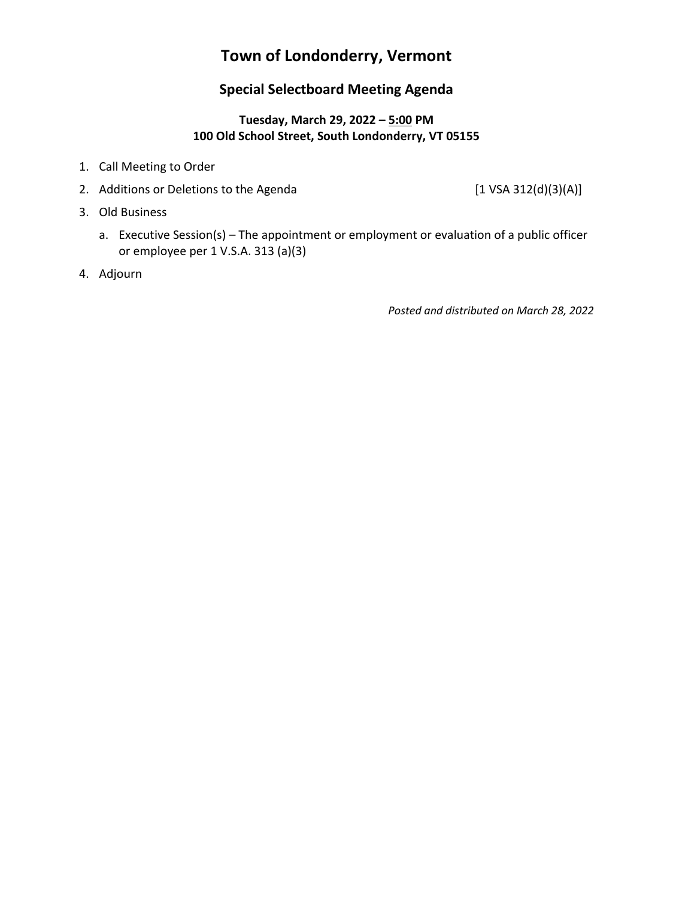# Town of Londonderry, Vermont

## Special Selectboard Meeting Agenda

**Tuesday, March 29, 2022 – <u>5:00</u> PM**
**100 Old School Street, South Londonderry, VT 05155**

1. Call Meeting to Order
2. Additions or Deletions to the Agenda [1 VSA 312(d)(3)(A)]
3. Old Business
   a. Executive Session(s) – The appointment or employment or evaluation of a public officer or employee per 1 V.S.A. 313 (a)(3)
4. Adjourn

*Posted and distributed on March 28, 2022*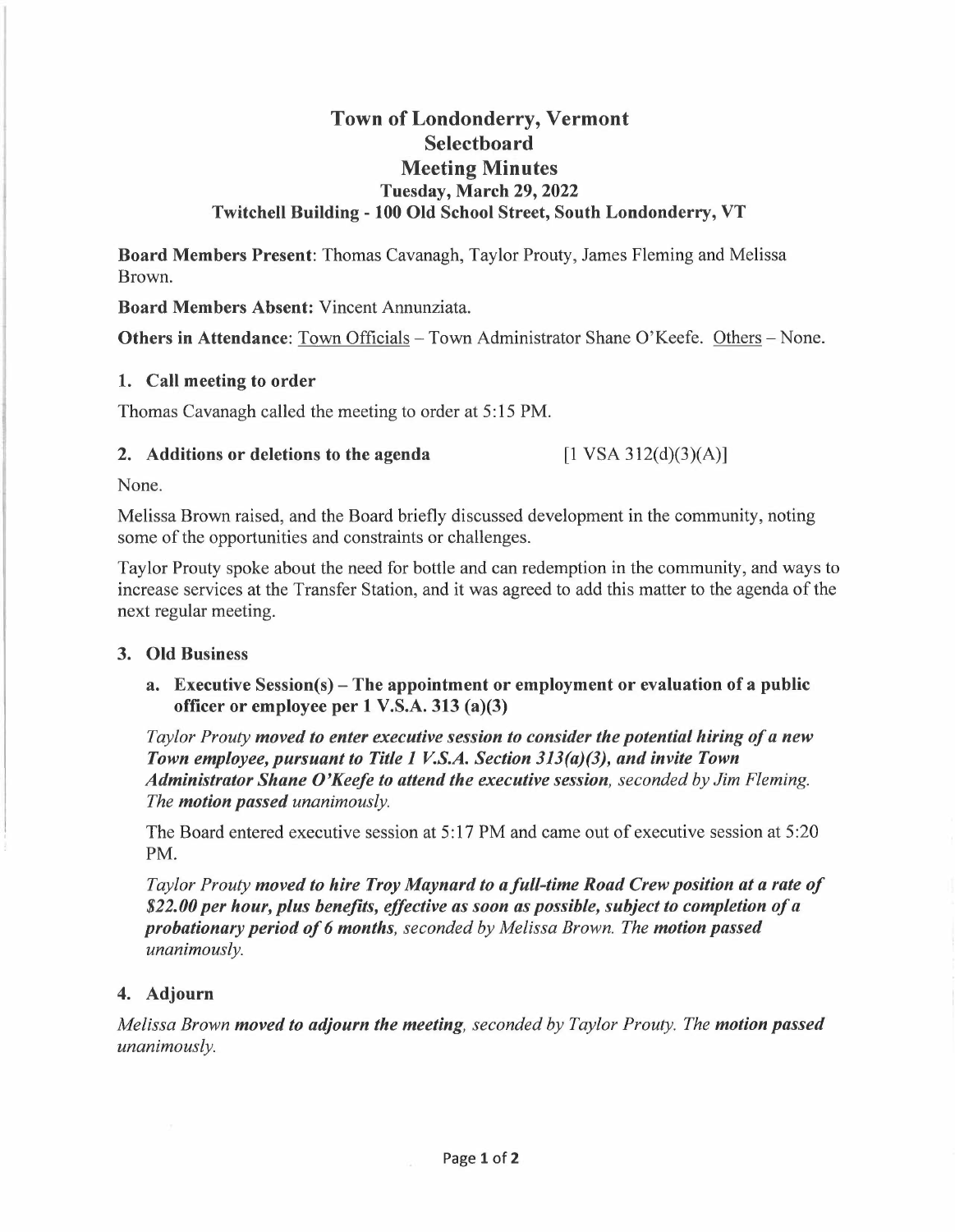# Town of Londonderry, Vermont
# Selectboard
# Meeting Minutes
### Tuesday, March 29, 2022
### Twitchell Building - 100 Old School Street, South Londonderry, VT

**Board Members Present**: Thomas Cavanagh, Taylor Prouty, James Fleming and Melissa Brown.

**Board Members Absent:** Vincent Annunziata.

**Others in Attendance**: Town Officials – Town Administrator Shane O'Keefe. Others – None.

## 1. Call meeting to order

Thomas Cavanagh called the meeting to order at 5:15 PM.

## 2. Additions or deletions to the agenda [1 VSA 312(d)(3)(A)]

None.

Melissa Brown raised, and the Board briefly discussed development in the community, noting some of the opportunities and constraints or challenges.

Taylor Prouty spoke about the need for bottle and can redemption in the community, and ways to increase services at the Transfer Station, and it was agreed to add this matter to the agenda of the next regular meeting.

## 3. Old Business

### a. Executive Session(s) – The appointment or employment or evaluation of a public officer or employee per 1 V.S.A. 313 (a)(3)

*Taylor Prouty **moved to enter executive session to consider the potential hiring of a new Town employee, pursuant to Title 1 V.S.A. Section 313(a)(3), and invite Town Administrator Shane O'Keefe to attend the executive session**, seconded by Jim Fleming. The **motion passed** unanimously.*

The Board entered executive session at 5:17 PM and came out of executive session at 5:20 PM.

*Taylor Prouty **moved to hire Troy Maynard to a full-time Road Crew position at a rate of $22.00 per hour, plus benefits, effective as soon as possible, subject to completion of a probationary period of 6 months**, seconded by Melissa Brown. The **motion passed** unanimously.*

## 4. Adjourn

*Melissa Brown **moved to adjourn the meeting**, seconded by Taylor Prouty. The **motion passed** unanimously.*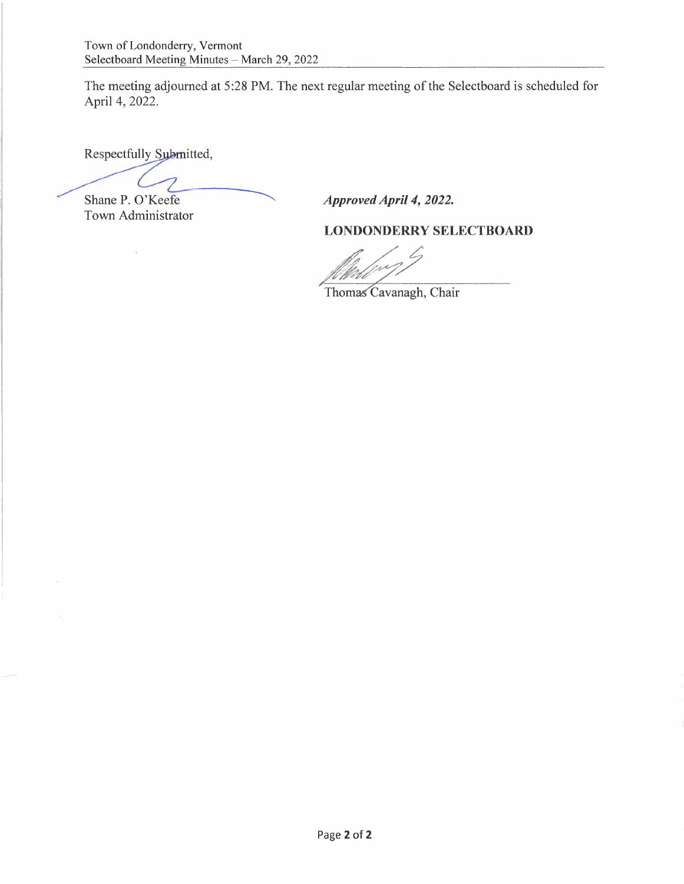The meeting adjourned at 5:28 PM. The next regular meeting of the Selectboard is scheduled for April 4, 2022.

Respectfully Submitted,

Shane P. O'Keefe
Town Administrator

*Approved April 4, 2022.*

**LONDONDERRY SELECTBOARD**

Thomas Cavanagh, Chair